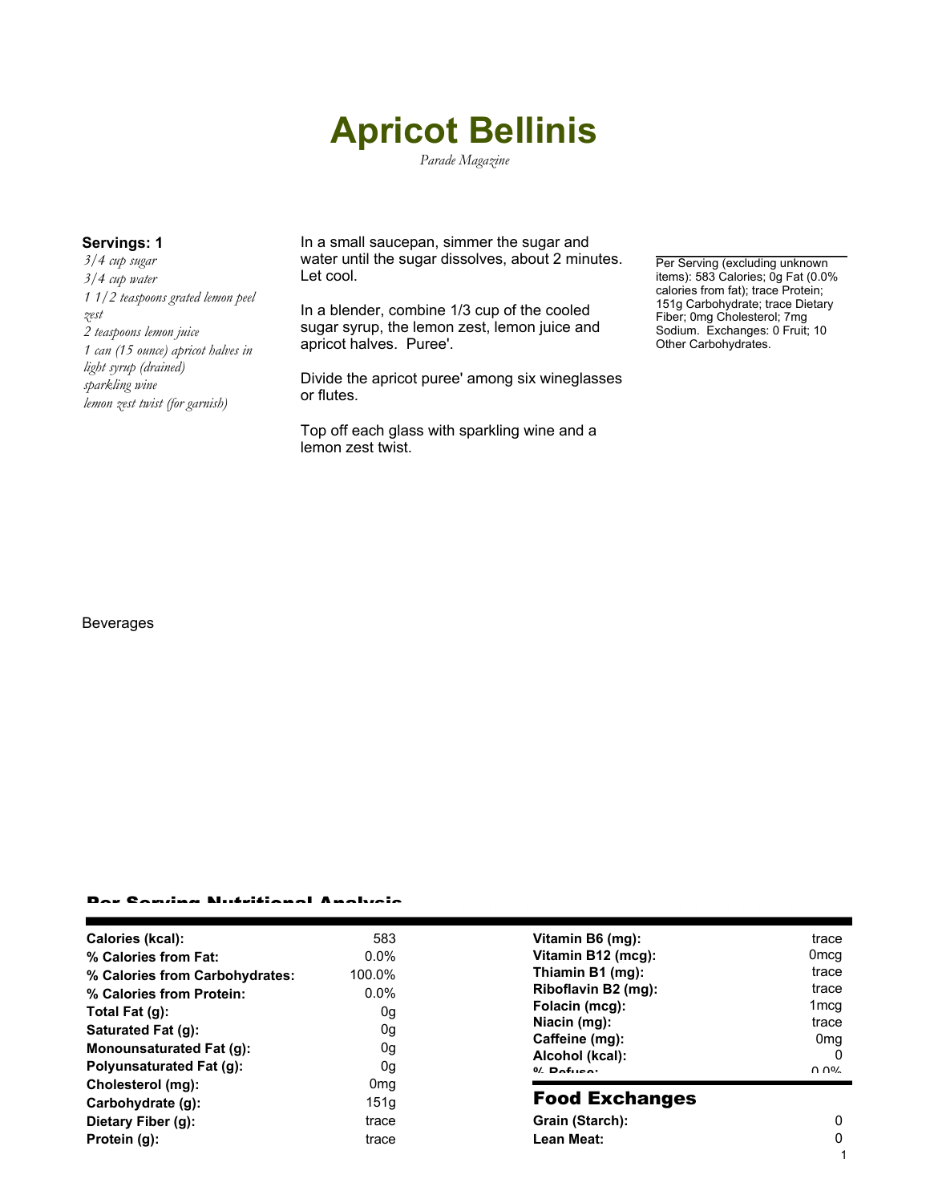# Apricot Bellinis

*Parade Magazine*

**Servings: 1**

*3/4 cup sugar*
*3/4 cup water*
*1 1/2 teaspoons grated lemon peel zest*
*2 teaspoons lemon juice*
*1 can (15 ounce) apricot halves in light syrup (drained)*
*sparkling wine*
*lemon zest twist (for garnish)*

In a small saucepan, simmer the sugar and water until the sugar dissolves, about 2 minutes. Let cool.

In a blender, combine 1/3 cup of the cooled sugar syrup, the lemon zest, lemon juice and apricot halves. Puree'.

Divide the apricot puree' among six wineglasses or flutes.

Top off each glass with sparkling wine and a lemon zest twist.

Per Serving (excluding unknown items): 583 Calories; 0g Fat (0.0% calories from fat); trace Protein; 151g Carbohydrate; trace Dietary Fiber; 0mg Cholesterol; 7mg Sodium. Exchanges: 0 Fruit; 10 Other Carbohydrates.

Beverages

## Per Serving Nutritional Analysis

| | |
|---|---|
| **Calories (kcal):** | 583 |
| **% Calories from Fat:** | 0.0% |
| **% Calories from Carbohydrates:** | 100.0% |
| **% Calories from Protein:** | 0.0% |
| **Total Fat (g):** | 0g |
| **Saturated Fat (g):** | 0g |
| **Monounsaturated Fat (g):** | 0g |
| **Polyunsaturated Fat (g):** | 0g |
| **Cholesterol (mg):** | 0mg |
| **Carbohydrate (g):** | 151g |
| **Dietary Fiber (g):** | trace |
| **Protein (g):** | trace |

| | |
|---|---|
| **Vitamin B6 (mg):** | trace |
| **Vitamin B12 (mcg):** | 0mcg |
| **Thiamin B1 (mg):** | trace |
| **Riboflavin B2 (mg):** | trace |
| **Folacin (mcg):** | 1mcg |
| **Niacin (mg):** | trace |
| **Caffeine (mg):** | 0mg |
| **Alcohol (kcal):** | 0 |
| **% Refuse:** | 0.0% |

## Food Exchanges

| | |
|---|---|
| **Grain (Starch):** | 0 |
| **Lean Meat:** | 0 |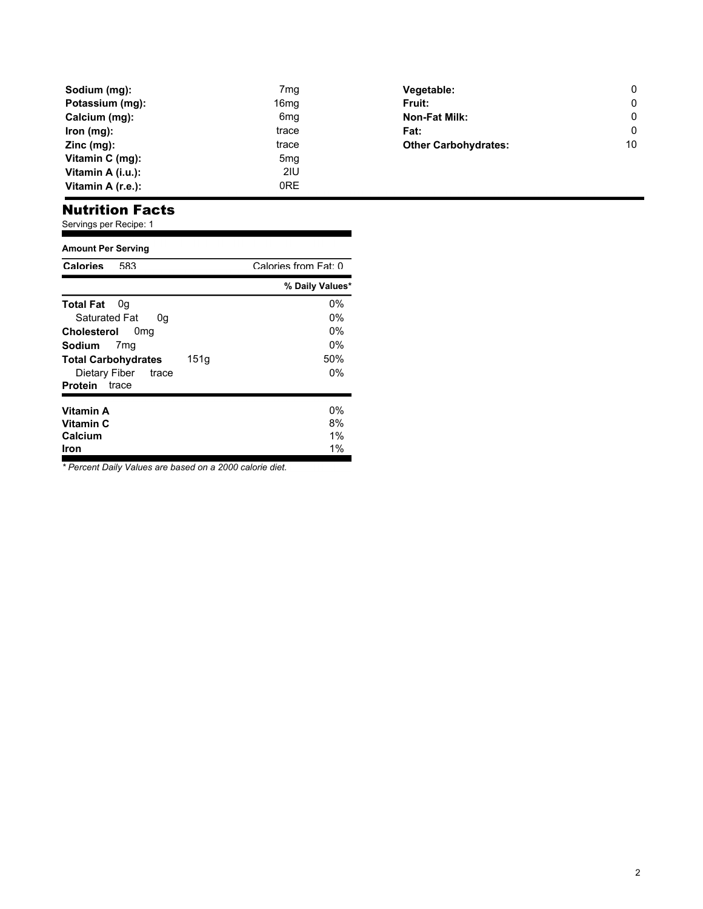| | |
|---|---|
| **Sodium (mg):** | 7mg |
| **Potassium (mg):** | 16mg |
| **Calcium (mg):** | 6mg |
| **Iron (mg):** | trace |
| **Zinc (mg):** | trace |
| **Vitamin C (mg):** | 5mg |
| **Vitamin A (i.u.):** | 2IU |
| **Vitamin A (r.e.):** | 0RE |

| | |
|---|---|
| **Vegetable:** | 0 |
| **Fruit:** | 0 |
| **Non-Fat Milk:** | 0 |
| **Fat:** | 0 |
| **Other Carbohydrates:** | 10 |

## Nutrition Facts

Servings per Recipe: 1

**Amount Per Serving**

| | |
|---|---|
| **Calories** 583 | Calories from Fat: 0 |
| | **% Daily Values*** |
| **Total Fat** 0g | 0% |
| Saturated Fat 0g | 0% |
| **Cholesterol** 0mg | 0% |
| **Sodium** 7mg | 0% |
| **Total Carbohydrates** 151g | 50% |
| Dietary Fiber trace | 0% |
| **Protein** trace | |
| **Vitamin A** | 0% |
| **Vitamin C** | 8% |
| **Calcium** | 1% |
| **Iron** | 1% |

*\* Percent Daily Values are based on a 2000 calorie diet.*